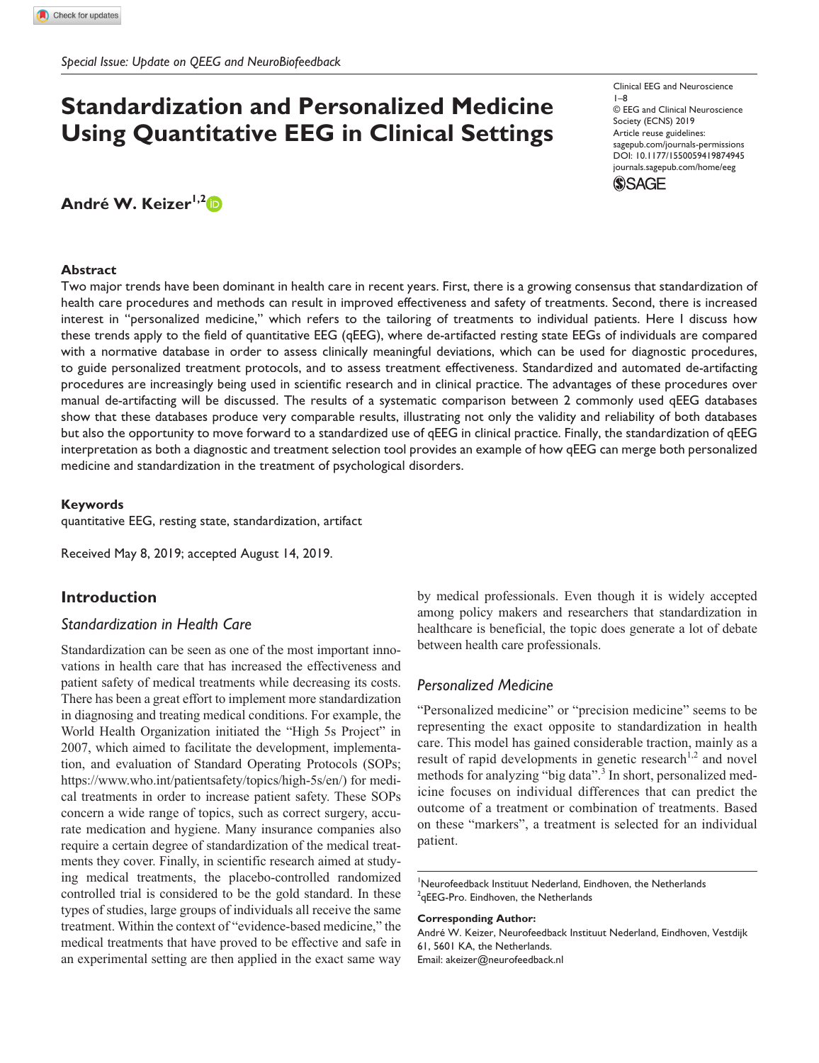Special Issue: Update on QEEG and NeuroBiofeedback

# Standardization and Personalized Medicine Using Quantitative EEG in Clinical Settings

**André W. Keizer**[1,2]

## Abstract

Two major trends have been dominant in health care in recent years. First, there is a growing consensus that standardization of health care procedures and methods can result in improved effectiveness and safety of treatments. Second, there is increased interest in "personalized medicine," which refers to the tailoring of treatments to individual patients. Here I discuss how these trends apply to the field of quantitative EEG (qEEG), where de-artifacted resting state EEGs of individuals are compared with a normative database in order to assess clinically meaningful deviations, which can be used for diagnostic procedures, to guide personalized treatment protocols, and to assess treatment effectiveness. Standardized and automated de-artifacting procedures are increasingly being used in scientific research and in clinical practice. The advantages of these procedures over manual de-artifacting will be discussed. The results of a systematic comparison between 2 commonly used qEEG databases show that these databases produce very comparable results, illustrating not only the validity and reliability of both databases but also the opportunity to move forward to a standardized use of qEEG in clinical practice. Finally, the standardization of qEEG interpretation as both a diagnostic and treatment selection tool provides an example of how qEEG can merge both personalized medicine and standardization in the treatment of psychological disorders.

### Keywords

quantitative EEG, resting state, standardization, artifact

Received May 8, 2019; accepted August 14, 2019.

## Introduction

### Standardization in Health Care

Standardization can be seen as one of the most important innovations in health care that has increased the effectiveness and patient safety of medical treatments while decreasing its costs. There has been a great effort to implement more standardization in diagnosing and treating medical conditions. For example, the World Health Organization initiated the "High 5s Project" in 2007, which aimed to facilitate the development, implementation, and evaluation of Standard Operating Protocols (SOPs; https://www.who.int/patientsafety/topics/high-5s/en/) for medical treatments in order to increase patient safety. These SOPs concern a wide range of topics, such as correct surgery, accurate medication and hygiene. Many insurance companies also require a certain degree of standardization of the medical treatments they cover. Finally, in scientific research aimed at studying medical treatments, the placebo-controlled randomized controlled trial is considered to be the gold standard. In these types of studies, large groups of individuals all receive the same treatment. Within the context of "evidence-based medicine," the medical treatments that have proved to be effective and safe in an experimental setting are then applied in the exact same way by medical professionals. Even though it is widely accepted among policy makers and researchers that standardization in healthcare is beneficial, the topic does generate a lot of debate between health care professionals.

### Personalized Medicine

"Personalized medicine" or "precision medicine" seems to be representing the exact opposite to standardization in health care. This model has gained considerable traction, mainly as a result of rapid developments in genetic research[1,2] and novel methods for analyzing "big data".[3] In short, personalized medicine focuses on individual differences that can predict the outcome of a treatment or combination of treatments. Based on these "markers", a treatment is selected for an individual patient.

[1]Neurofeedback Instituut Nederland, Eindhoven, the Netherlands
[2]qEEG-Pro. Eindhoven, the Netherlands

**Corresponding Author:**
André W. Keizer, Neurofeedback Instituut Nederland, Eindhoven, Vestdijk 61, 5601 KA, the Netherlands.
Email: akeizer@neurofeedback.nl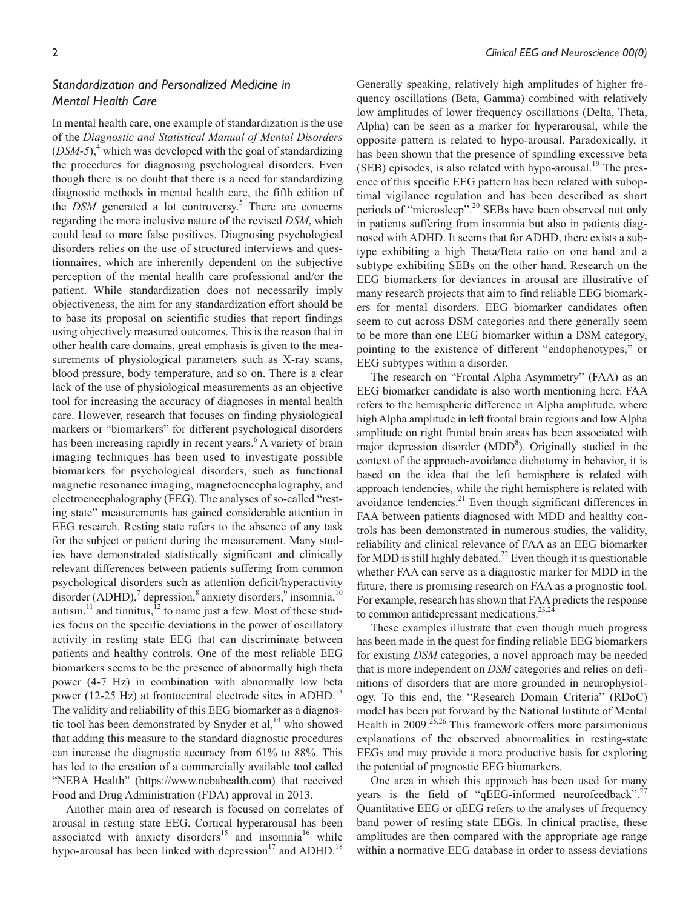## *Standardization and Personalized Medicine in Mental Health Care*

In mental health care, one example of standardization is the use of the *Diagnostic and Statistical Manual of Mental Disorders* (*DSM-5*),[4] which was developed with the goal of standardizing the procedures for diagnosing psychological disorders. Even though there is no doubt that there is a need for standardizing diagnostic methods in mental health care, the fifth edition of the *DSM* generated a lot controversy.[5] There are concerns regarding the more inclusive nature of the revised *DSM*, which could lead to more false positives. Diagnosing psychological disorders relies on the use of structured interviews and questionnaires, which are inherently dependent on the subjective perception of the mental health care professional and/or the patient. While standardization does not necessarily imply objectiveness, the aim for any standardization effort should be to base its proposal on scientific studies that report findings using objectively measured outcomes. This is the reason that in other health care domains, great emphasis is given to the measurements of physiological parameters such as X-ray scans, blood pressure, body temperature, and so on. There is a clear lack of the use of physiological measurements as an objective tool for increasing the accuracy of diagnoses in mental health care. However, research that focuses on finding physiological markers or "biomarkers" for different psychological disorders has been increasing rapidly in recent years.[6] A variety of brain imaging techniques has been used to investigate possible biomarkers for psychological disorders, such as functional magnetic resonance imaging, magnetoencephalography, and electroencephalography (EEG). The analyses of so-called "resting state" measurements has gained considerable attention in EEG research. Resting state refers to the absence of any task for the subject or patient during the measurement. Many studies have demonstrated statistically significant and clinically relevant differences between patients suffering from common psychological disorders such as attention deficit/hyperactivity disorder (ADHD),[7] depression,[8] anxiety disorders,[9] insomnia,[10] autism,[11] and tinnitus,[12] to name just a few. Most of these studies focus on the specific deviations in the power of oscillatory activity in resting state EEG that can discriminate between patients and healthy controls. One of the most reliable EEG biomarkers seems to be the presence of abnormally high theta power (4-7 Hz) in combination with abnormally low beta power (12-25 Hz) at frontocentral electrode sites in ADHD.[13] The validity and reliability of this EEG biomarker as a diagnostic tool has been demonstrated by Snyder et al,[14] who showed that adding this measure to the standard diagnostic procedures can increase the diagnostic accuracy from 61% to 88%. This has led to the creation of a commercially available tool called "NEBA Health" (https://www.nebahealth.com) that received Food and Drug Administration (FDA) approval in 2013.

Another main area of research is focused on correlates of arousal in resting state EEG. Cortical hyperarousal has been associated with anxiety disorders[15] and insomnia[16] while hypo-arousal has been linked with depression[17] and ADHD.[18] Generally speaking, relatively high amplitudes of higher frequency oscillations (Beta, Gamma) combined with relatively low amplitudes of lower frequency oscillations (Delta, Theta, Alpha) can be seen as a marker for hyperarousal, while the opposite pattern is related to hypo-arousal. Paradoxically, it has been shown that the presence of spindling excessive beta (SEB) episodes, is also related with hypo-arousal.[19] The presence of this specific EEG pattern has been related with suboptimal vigilance regulation and has been described as short periods of "microsleep".[20] SEBs have been observed not only in patients suffering from insomnia but also in patients diagnosed with ADHD. It seems that for ADHD, there exists a subtype exhibiting a high Theta/Beta ratio on one hand and a subtype exhibiting SEBs on the other hand. Research on the EEG biomarkers for deviances in arousal are illustrative of many research projects that aim to find reliable EEG biomarkers for mental disorders. EEG biomarker candidates often seem to cut across DSM categories and there generally seem to be more than one EEG biomarker within a DSM category, pointing to the existence of different "endophenotypes," or EEG subtypes within a disorder.

The research on "Frontal Alpha Asymmetry" (FAA) as an EEG biomarker candidate is also worth mentioning here. FAA refers to the hemispheric difference in Alpha amplitude, where high Alpha amplitude in left frontal brain regions and low Alpha amplitude on right frontal brain areas has been associated with major depression disorder (MDD[8]). Originally studied in the context of the approach-avoidance dichotomy in behavior, it is based on the idea that the left hemisphere is related with approach tendencies, while the right hemisphere is related with avoidance tendencies.[21] Even though significant differences in FAA between patients diagnosed with MDD and healthy controls has been demonstrated in numerous studies, the validity, reliability and clinical relevance of FAA as an EEG biomarker for MDD is still highly debated.[22] Even though it is questionable whether FAA can serve as a diagnostic marker for MDD in the future, there is promising research on FAA as a prognostic tool. For example, research has shown that FAA predicts the response to common antidepressant medications.[23,24]

These examples illustrate that even though much progress has been made in the quest for finding reliable EEG biomarkers for existing *DSM* categories, a novel approach may be needed that is more independent on *DSM* categories and relies on definitions of disorders that are more grounded in neurophysiology. To this end, the "Research Domain Criteria" (RDoC) model has been put forward by the National Institute of Mental Health in 2009.[25,26] This framework offers more parsimonious explanations of the observed abnormalities in resting-state EEGs and may provide a more productive basis for exploring the potential of prognostic EEG biomarkers.

One area in which this approach has been used for many years is the field of "qEEG-informed neurofeedback".[27] Quantitative EEG or qEEG refers to the analyses of frequency band power of resting state EEGs. In clinical practise, these amplitudes are then compared with the appropriate age range within a normative EEG database in order to assess deviations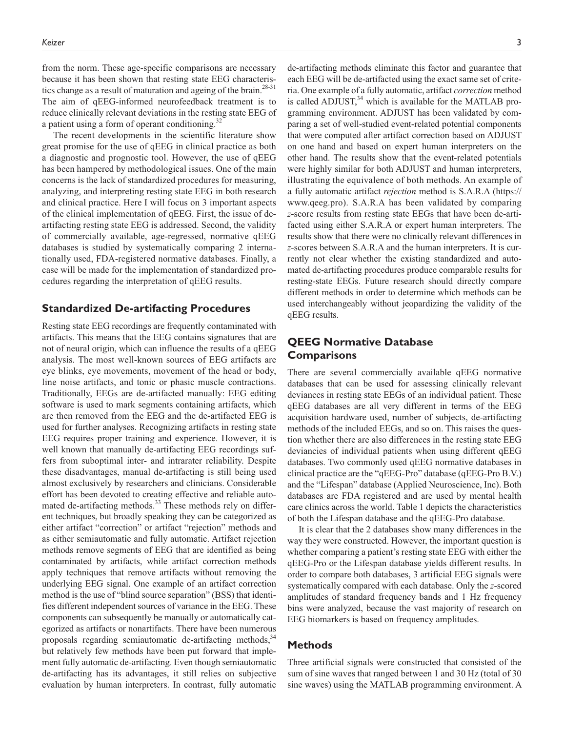from the norm. These age-specific comparisons are necessary because it has been shown that resting state EEG characteristics change as a result of maturation and ageing of the brain.[28-31] The aim of qEEG-informed neurofeedback treatment is to reduce clinically relevant deviations in the resting state EEG of a patient using a form of operant conditioning.[32]

The recent developments in the scientific literature show great promise for the use of qEEG in clinical practice as both a diagnostic and prognostic tool. However, the use of qEEG has been hampered by methodological issues. One of the main concerns is the lack of standardized procedures for measuring, analyzing, and interpreting resting state EEG in both research and clinical practice. Here I will focus on 3 important aspects of the clinical implementation of qEEG. First, the issue of de-artifacting resting state EEG is addressed. Second, the validity of commercially available, age-regressed, normative qEEG databases is studied by systematically comparing 2 internationally used, FDA-registered normative databases. Finally, a case will be made for the implementation of standardized procedures regarding the interpretation of qEEG results.

## Standardized De-artifacting Procedures

Resting state EEG recordings are frequently contaminated with artifacts. This means that the EEG contains signatures that are not of neural origin, which can influence the results of a qEEG analysis. The most well-known sources of EEG artifacts are eye blinks, eye movements, movement of the head or body, line noise artifacts, and tonic or phasic muscle contractions. Traditionally, EEGs are de-artifacted manually: EEG editing software is used to mark segments containing artifacts, which are then removed from the EEG and the de-artifacted EEG is used for further analyses. Recognizing artifacts in resting state EEG requires proper training and experience. However, it is well known that manually de-artifacting EEG recordings suffers from suboptimal inter- and intrarater reliability. Despite these disadvantages, manual de-artifacting is still being used almost exclusively by researchers and clinicians. Considerable effort has been devoted to creating effective and reliable automated de-artifacting methods.[33] These methods rely on different techniques, but broadly speaking they can be categorized as either artifact "correction" or artifact "rejection" methods and as either semiautomatic and fully automatic. Artifact rejection methods remove segments of EEG that are identified as being contaminated by artifacts, while artifact correction methods apply techniques that remove artifacts without removing the underlying EEG signal. One example of an artifact correction method is the use of "blind source separation" (BSS) that identifies different independent sources of variance in the EEG. These components can subsequently be manually or automatically categorized as artifacts or nonartifacts. There have been numerous proposals regarding semiautomatic de-artifacting methods,[34] but relatively few methods have been put forward that implement fully automatic de-artifacting. Even though semiautomatic de-artifacting has its advantages, it still relies on subjective evaluation by human interpreters. In contrast, fully automatic de-artifacting methods eliminate this factor and guarantee that each EEG will be de-artifacted using the exact same set of criteria. One example of a fully automatic, artifact *correction* method is called ADJUST,[34] which is available for the MATLAB programming environment. ADJUST has been validated by comparing a set of well-studied event-related potential components that were computed after artifact correction based on ADJUST on one hand and based on expert human interpreters on the other hand. The results show that the event-related potentials were highly similar for both ADJUST and human interpreters, illustrating the equivalence of both methods. An example of a fully automatic artifact *rejection* method is S.A.R.A (https://www.qeeg.pro). S.A.R.A has been validated by comparing *z*-score results from resting state EEGs that have been de-artifacted using either S.A.R.A or expert human interpreters. The results show that there were no clinically relevant differences in *z*-scores between S.A.R.A and the human interpreters. It is currently not clear whether the existing standardized and automated de-artifacting procedures produce comparable results for resting-state EEGs. Future research should directly compare different methods in order to determine which methods can be used interchangeably without jeopardizing the validity of the qEEG results.

## QEEG Normative Database Comparisons

There are several commercially available qEEG normative databases that can be used for assessing clinically relevant deviances in resting state EEGs of an individual patient. These qEEG databases are all very different in terms of the EEG acquisition hardware used, number of subjects, de-artifacting methods of the included EEGs, and so on. This raises the question whether there are also differences in the resting state EEG deviancies of individual patients when using different qEEG databases. Two commonly used qEEG normative databases in clinical practice are the "qEEG-Pro" database (qEEG-Pro B.V.) and the "Lifespan" database (Applied Neuroscience, Inc). Both databases are FDA registered and are used by mental health care clinics across the world. Table 1 depicts the characteristics of both the Lifespan database and the qEEG-Pro database.

It is clear that the 2 databases show many differences in the way they were constructed. However, the important question is whether comparing a patient's resting state EEG with either the qEEG-Pro or the Lifespan database yields different results. In order to compare both databases, 3 artificial EEG signals were systematically compared with each database. Only the *z*-scored amplitudes of standard frequency bands and 1 Hz frequency bins were analyzed, because the vast majority of research on EEG biomarkers is based on frequency amplitudes.

## Methods

Three artificial signals were constructed that consisted of the sum of sine waves that ranged between 1 and 30 Hz (total of 30 sine waves) using the MATLAB programming environment. A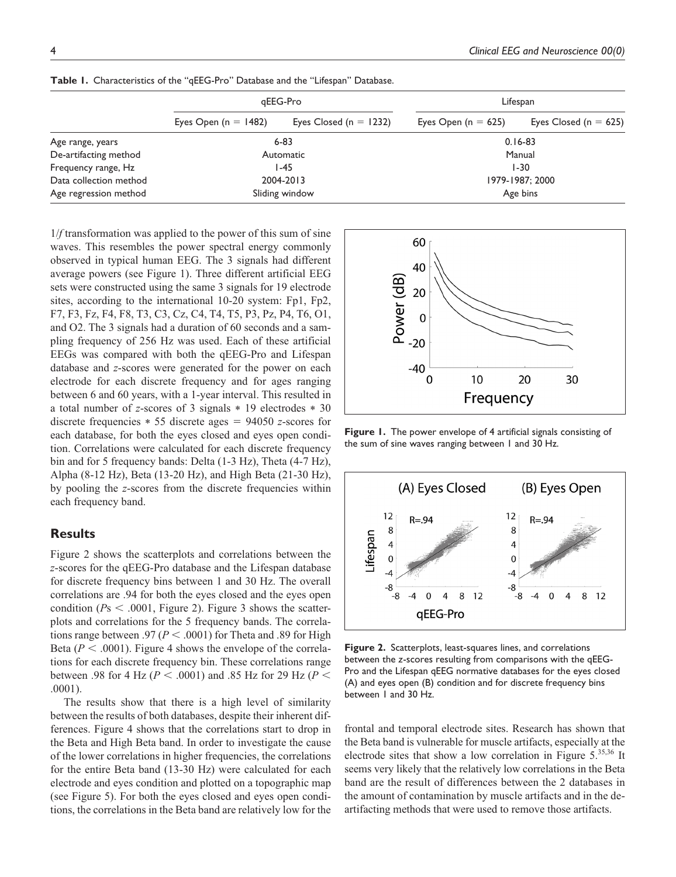**Table 1.** Characteristics of the "qEEG-Pro" Database and the "Lifespan" Database.

| | qEEG-Pro | | Lifespan | |
|---|---|---|---|---|
| | Eyes Open (n = 1482) | Eyes Closed (n = 1232) | Eyes Open (n = 625) | Eyes Closed (n = 625) |
| Age range, years | 6-83 | | 0.16-83 | |
| De-artifacting method | Automatic | | Manual | |
| Frequency range, Hz | 1-45 | | 1-30 | |
| Data collection method | 2004-2013 | | 1979-1987; 2000 | |
| Age regression method | Sliding window | | Age bins | |

$1/f$ transformation was applied to the power of this sum of sine waves. This resembles the power spectral energy commonly observed in typical human EEG. The 3 signals had different average powers (see Figure 1). Three different artificial EEG sets were constructed using the same 3 signals for 19 electrode sites, according to the international 10-20 system: Fp1, Fp2, F7, F3, Fz, F4, F8, T3, C3, Cz, C4, T4, T5, P3, Pz, P4, T6, O1, and O2. The 3 signals had a duration of 60 seconds and a sampling frequency of 256 Hz was used. Each of these artificial EEGs was compared with both the qEEG-Pro and Lifespan database and $z$-scores were generated for the power on each electrode for each discrete frequency and for ages ranging between 6 and 60 years, with a 1-year interval. This resulted in a total number of $z$-scores of 3 signals $*$ 19 electrodes $*$ 30 discrete frequencies $*$ 55 discrete ages $=$ 94050 $z$-scores for each database, for both the eyes closed and eyes open condition. Correlations were calculated for each discrete frequency bin and for 5 frequency bands: Delta (1-3 Hz), Theta (4-7 Hz), Alpha (8-12 Hz), Beta (13-20 Hz), and High Beta (21-30 Hz), by pooling the $z$-scores from the discrete frequencies within each frequency band.

**Figure 1.** The power envelope of 4 artificial signals consisting of the sum of sine waves ranging between 1 and 30 Hz.

## Results

Figure 2 shows the scatterplots and correlations between the $z$-scores for the qEEG-Pro database and the Lifespan database for discrete frequency bins between 1 and 30 Hz. The overall correlations are .94 for both the eyes closed and the eyes open condition ($P$s $<$ .0001, Figure 2). Figure 3 shows the scatterplots and correlations for the 5 frequency bands. The correlations range between .97 ($P <$ .0001) for Theta and .89 for High Beta ($P <$ .0001). Figure 4 shows the envelope of the correlations for each discrete frequency bin. These correlations range between .98 for 4 Hz ($P <$ .0001) and .85 Hz for 29 Hz ($P <$ .0001).

The results show that there is a high level of similarity between the results of both databases, despite their inherent differences. Figure 4 shows that the correlations start to drop in the Beta and High Beta band. In order to investigate the cause of the lower correlations in higher frequencies, the correlations for the entire Beta band (13-30 Hz) were calculated for each electrode and eyes condition and plotted on a topographic map (see Figure 5). For both the eyes closed and eyes open conditions, the correlations in the Beta band are relatively low for the frontal and temporal electrode sites. Research has shown that the Beta band is vulnerable for muscle artifacts, especially at the electrode sites that show a low correlation in Figure 5.[35,36] It seems very likely that the relatively low correlations in the Beta band are the result of differences between the 2 databases in the amount of contamination by muscle artifacts and in the de-artifacting methods that were used to remove those artifacts.

**Figure 2.** Scatterplots, least-squares lines, and correlations between the $z$-scores resulting from comparisons with the qEEG-Pro and the Lifespan qEEG normative databases for the eyes closed (A) and eyes open (B) condition and for discrete frequency bins between 1 and 30 Hz.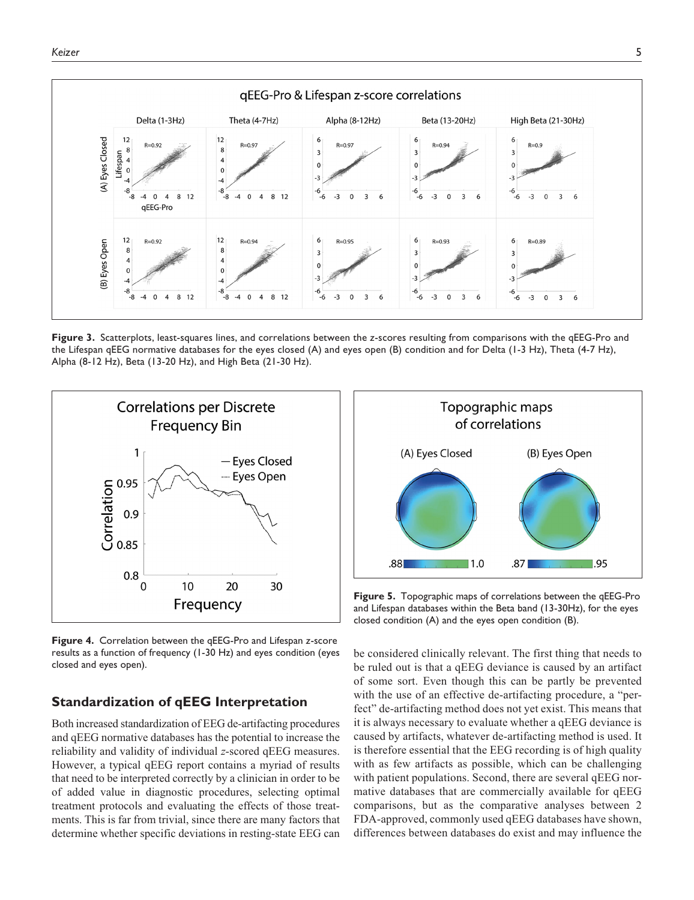**Figure 3.** Scatterplots, least-squares lines, and correlations between the z-scores resulting from comparisons with the qEEG-Pro and the Lifespan qEEG normative databases for the eyes closed (A) and eyes open (B) condition and for Delta (1-3 Hz), Theta (4-7 Hz), Alpha (8-12 Hz), Beta (13-20 Hz), and High Beta (21-30 Hz).

**Figure 4.** Correlation between the qEEG-Pro and Lifespan z-score results as a function of frequency (1-30 Hz) and eyes condition (eyes closed and eyes open).

**Figure 5.** Topographic maps of correlations between the qEEG-Pro and Lifespan databases within the Beta band (13-30Hz), for the eyes closed condition (A) and the eyes open condition (B).

## Standardization of qEEG Interpretation

Both increased standardization of EEG de-artifacting procedures and qEEG normative databases has the potential to increase the reliability and validity of individual *z*-scored qEEG measures. However, a typical qEEG report contains a myriad of results that need to be interpreted correctly by a clinician in order to be of added value in diagnostic procedures, selecting optimal treatment protocols and evaluating the effects of those treatments. This is far from trivial, since there are many factors that determine whether specific deviations in resting-state EEG can be considered clinically relevant. The first thing that needs to be ruled out is that a qEEG deviance is caused by an artifact of some sort. Even though this can be partly be prevented with the use of an effective de-artifacting procedure, a "perfect" de-artifacting method does not yet exist. This means that it is always necessary to evaluate whether a qEEG deviance is caused by artifacts, whatever de-artifacting method is used. It is therefore essential that the EEG recording is of high quality with as few artifacts as possible, which can be challenging with patient populations. Second, there are several qEEG normative databases that are commercially available for qEEG comparisons, but as the comparative analyses between 2 FDA-approved, commonly used qEEG databases have shown, differences between databases do exist and may influence the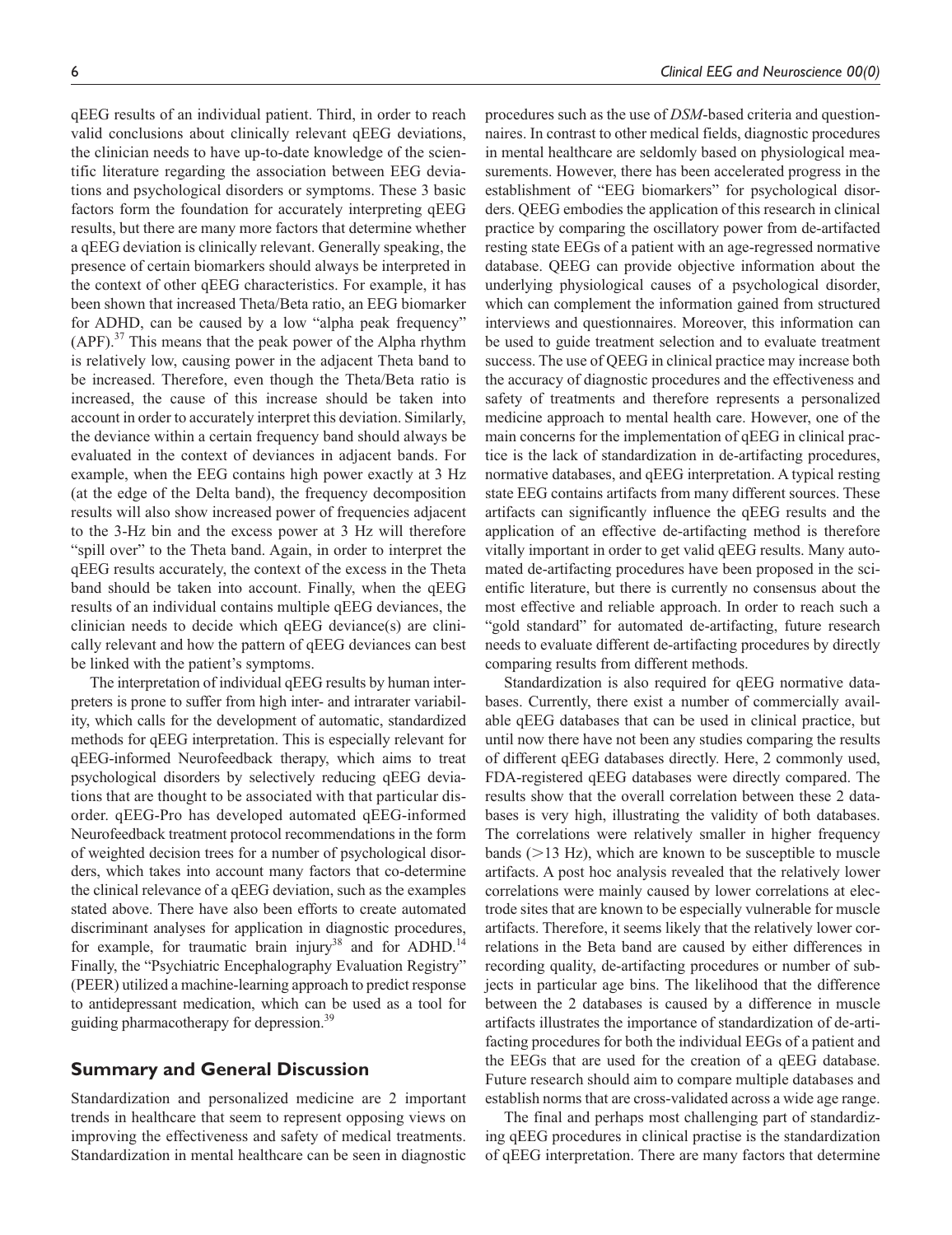qEEG results of an individual patient. Third, in order to reach valid conclusions about clinically relevant qEEG deviations, the clinician needs to have up-to-date knowledge of the scientific literature regarding the association between EEG deviations and psychological disorders or symptoms. These 3 basic factors form the foundation for accurately interpreting qEEG results, but there are many more factors that determine whether a qEEG deviation is clinically relevant. Generally speaking, the presence of certain biomarkers should always be interpreted in the context of other qEEG characteristics. For example, it has been shown that increased Theta/Beta ratio, an EEG biomarker for ADHD, can be caused by a low "alpha peak frequency" (APF).[37] This means that the peak power of the Alpha rhythm is relatively low, causing power in the adjacent Theta band to be increased. Therefore, even though the Theta/Beta ratio is increased, the cause of this increase should be taken into account in order to accurately interpret this deviation. Similarly, the deviance within a certain frequency band should always be evaluated in the context of deviances in adjacent bands. For example, when the EEG contains high power exactly at 3 Hz (at the edge of the Delta band), the frequency decomposition results will also show increased power of frequencies adjacent to the 3-Hz bin and the excess power at 3 Hz will therefore "spill over" to the Theta band. Again, in order to interpret the qEEG results accurately, the context of the excess in the Theta band should be taken into account. Finally, when the qEEG results of an individual contains multiple qEEG deviance(s), the clinician needs to decide which qEEG deviance(s) are clinically relevant and how the pattern of qEEG deviances can best be linked with the patient's symptoms.

The interpretation of individual qEEG results by human interpreters is prone to suffer from high inter- and intrarater variability, which calls for the development of automatic, standardized methods for qEEG interpretation. This is especially relevant for qEEG-informed Neurofeedback therapy, which aims to treat psychological disorders by selectively reducing qEEG deviations that are thought to be associated with that particular disorder. qEEG-Pro has developed automated qEEG-informed Neurofeedback treatment protocol recommendations in the form of weighted decision trees for a number of psychological disorders, which takes into account many factors that co-determine the clinical relevance of a qEEG deviation, such as the examples stated above. There have also been efforts to create automated discriminant analyses for application in diagnostic procedures, for example, for traumatic brain injury[38] and for ADHD.[14] Finally, the "Psychiatric Encephalography Evaluation Registry" (PEER) utilized a machine-learning approach to predict response to antidepressant medication, which can be used as a tool for guiding pharmacotherapy for depression.[39]

## Summary and General Discussion

Standardization and personalized medicine are 2 important trends in healthcare that seem to represent opposing views on improving the effectiveness and safety of medical treatments. Standardization in mental healthcare can be seen in diagnostic procedures such as the use of *DSM*-based criteria and questionnaires. In contrast to other medical fields, diagnostic procedures in mental healthcare are seldomly based on physiological measurements. However, there has been accelerated progress in the establishment of "EEG biomarkers" for psychological disorders. QEEG embodies the application of this research in clinical practice by comparing the oscillatory power from de-artifacted resting state EEGs of a patient with an age-regressed normative database. QEEG can provide objective information about the underlying physiological causes of a psychological disorder, which can complement the information gained from structured interviews and questionnaires. Moreover, this information can be used to guide treatment selection and to evaluate treatment success. The use of QEEG in clinical practice may increase both the accuracy of diagnostic procedures and the effectiveness and safety of treatments and therefore represents a personalized medicine approach to mental health care. However, one of the main concerns for the implementation of qEEG in clinical practice is the lack of standardization in de-artifacting procedures, normative databases, and qEEG interpretation. A typical resting state EEG contains artifacts from many different sources. These artifacts can significantly influence the qEEG results and the application of an effective de-artifacting method is therefore vitally important in order to get valid qEEG results. Many automated de-artifacting procedures have been proposed in the scientific literature, but there is currently no consensus about the most effective and reliable approach. In order to reach such a "gold standard" for automated de-artifacting, future research needs to evaluate different de-artifacting procedures by directly comparing results from different methods.

Standardization is also required for qEEG normative databases. Currently, there exist a number of commercially available qEEG databases that can be used in clinical practice, but until now there have not been any studies comparing the results of different qEEG databases directly. Here, 2 commonly used, FDA-registered qEEG databases were directly compared. The results show that the overall correlation between these 2 databases is very high, illustrating the validity of both databases. The correlations were relatively smaller in higher frequency bands (>13 Hz), which are known to be susceptible to muscle artifacts. A post hoc analysis revealed that the relatively lower correlations were mainly caused by lower correlations at electrode sites that are known to be especially vulnerable for muscle artifacts. Therefore, it seems likely that the relatively lower correlations in the Beta band are caused by either differences in recording quality, de-artifacting procedures or number of subjects in particular age bins. The likelihood that the difference between the 2 databases is caused by a difference in muscle artifacts illustrates the importance of standardization of de-artifacting procedures for both the individual EEGs of a patient and the EEGs that are used for the creation of a qEEG database. Future research should aim to compare multiple databases and establish norms that are cross-validated across a wide age range.

The final and perhaps most challenging part of standardizing qEEG procedures in clinical practise is the standardization of qEEG interpretation. There are many factors that determine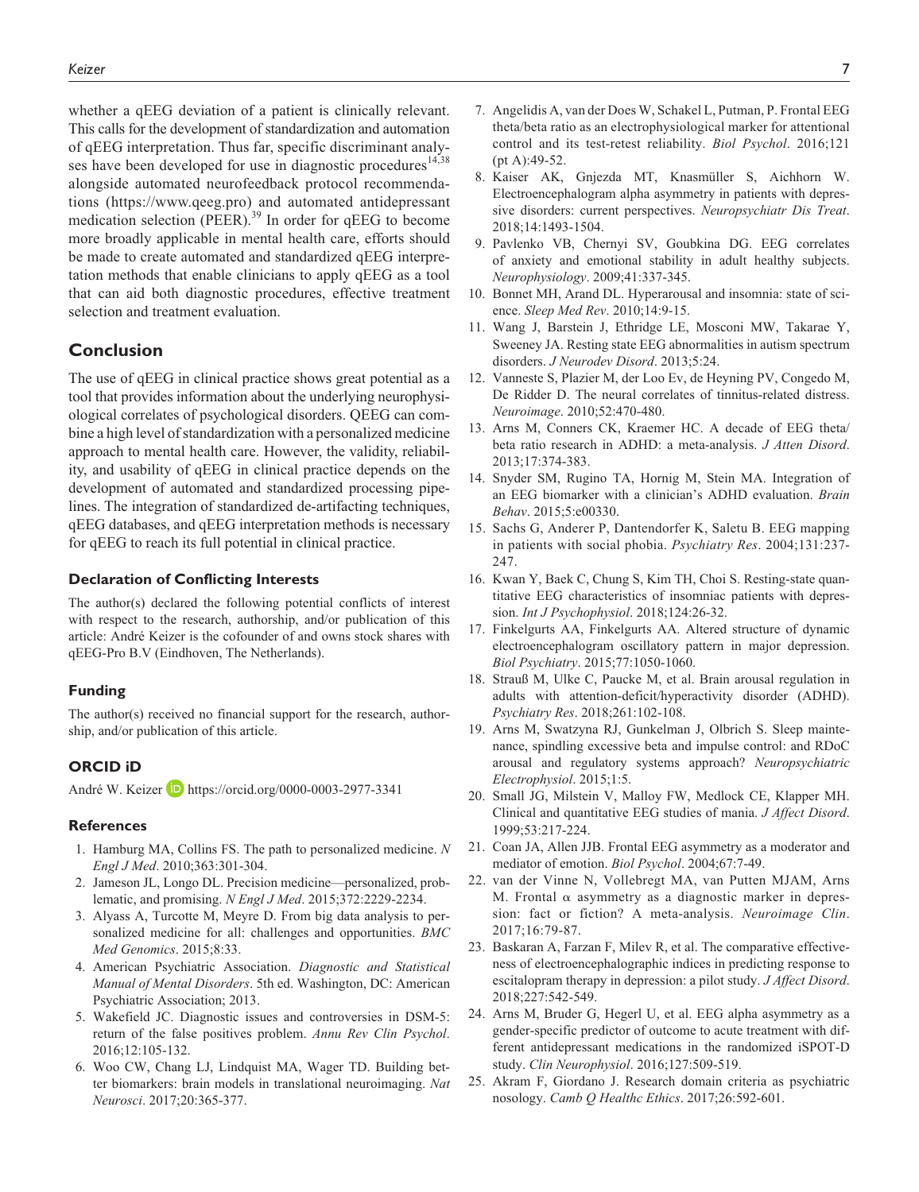whether a qEEG deviation of a patient is clinically relevant. This calls for the development of standardization and automation of qEEG interpretation. Thus far, specific discriminant analyses have been developed for use in diagnostic procedures[14,38] alongside automated neurofeedback protocol recommendations (https://www.qeeg.pro) and automated antidepressant medication selection (PEER).[39] In order for qEEG to become more broadly applicable in mental health care, efforts should be made to create automated and standardized qEEG interpretation methods that enable clinicians to apply qEEG as a tool that can aid both diagnostic procedures, effective treatment selection and treatment evaluation.

## Conclusion

The use of qEEG in clinical practice shows great potential as a tool that provides information about the underlying neurophysiological correlates of psychological disorders. QEEG can combine a high level of standardization with a personalized medicine approach to mental health care. However, the validity, reliability, and usability of qEEG in clinical practice depends on the development of automated and standardized processing pipelines. The integration of standardized de-artifacting techniques, qEEG databases, and qEEG interpretation methods is necessary for qEEG to reach its full potential in clinical practice.

### Declaration of Conflicting Interests

The author(s) declared the following potential conflicts of interest with respect to the research, authorship, and/or publication of this article: André Keizer is the cofounder of and owns stock shares with qEEG-Pro B.V (Eindhoven, The Netherlands).

### Funding

The author(s) received no financial support for the research, authorship, and/or publication of this article.

### ORCID iD

André W. Keizer https://orcid.org/0000-0003-2977-3341

### References

1. Hamburg MA, Collins FS. The path to personalized medicine. *N Engl J Med*. 2010;363:301-304.
2. Jameson JL, Longo DL. Precision medicine—personalized, problematic, and promising. *N Engl J Med*. 2015;372:2229-2234.
3. Alyass A, Turcotte M, Meyre D. From big data analysis to personalized medicine for all: challenges and opportunities. *BMC Med Genomics*. 2015;8:33.
4. American Psychiatric Association. *Diagnostic and Statistical Manual of Mental Disorders*. 5th ed. Washington, DC: American Psychiatric Association; 2013.
5. Wakefield JC. Diagnostic issues and controversies in DSM-5: return of the false positives problem. *Annu Rev Clin Psychol*. 2016;12:105-132.
6. Woo CW, Chang LJ, Lindquist MA, Wager TD. Building better biomarkers: brain models in translational neuroimaging. *Nat Neurosci*. 2017;20:365-377.
7. Angelidis A, van der Does W, Schakel L, Putman, P. Frontal EEG theta/beta ratio as an electrophysiological marker for attentional control and its test-retest reliability. *Biol Psychol*. 2016;121 (pt A):49-52.
8. Kaiser AK, Gnjezda MT, Knasmüller S, Aichhorn W. Electroencephalogram alpha asymmetry in patients with depressive disorders: current perspectives. *Neuropsychiatr Dis Treat*. 2018;14:1493-1504.
9. Pavlenko VB, Chernyi SV, Goubkina DG. EEG correlates of anxiety and emotional stability in adult healthy subjects. *Neurophysiology*. 2009;41:337-345.
10. Bonnet MH, Arand DL. Hyperarousal and insomnia: state of science. *Sleep Med Rev*. 2010;14:9-15.
11. Wang J, Barstein J, Ethridge LE, Mosconi MW, Takarae Y, Sweeney JA. Resting state EEG abnormalities in autism spectrum disorders. *J Neurodev Disord*. 2013;5:24.
12. Vanneste S, Plazier M, der Loo Ev, de Heyning PV, Congedo M, De Ridder D. The neural correlates of tinnitus-related distress. *Neuroimage*. 2010;52:470-480.
13. Arns M, Conners CK, Kraemer HC. A decade of EEG theta/beta ratio research in ADHD: a meta-analysis. *J Atten Disord*. 2013;17:374-383.
14. Snyder SM, Rugino TA, Hornig M, Stein MA. Integration of an EEG biomarker with a clinician's ADHD evaluation. *Brain Behav*. 2015;5:e00330.
15. Sachs G, Anderer P, Dantendorfer K, Saletu B. EEG mapping in patients with social phobia. *Psychiatry Res*. 2004;131:237-247.
16. Kwan Y, Baek C, Chung S, Kim TH, Choi S. Resting-state quantitative EEG characteristics of insomniac patients with depression. *Int J Psychophysiol*. 2018;124:26-32.
17. Finkelgurts AA, Finkelgurts AA. Altered structure of dynamic electroencephalogram oscillatory pattern in major depression. *Biol Psychiatry*. 2015;77:1050-1060.
18. Strauß M, Ulke C, Paucke M, et al. Brain arousal regulation in adults with attention-deficit/hyperactivity disorder (ADHD). *Psychiatry Res*. 2018;261:102-108.
19. Arns M, Swatzyna RJ, Gunkelman J, Olbrich S. Sleep maintenance, spindling excessive beta and impulse control: and RDoC arousal and regulatory systems approach? *Neuropsychiatric Electrophysiol*. 2015;1:5.
20. Small JG, Milstein V, Malloy FW, Medlock CE, Klapper MH. Clinical and quantitative EEG studies of mania. *J Affect Disord*. 1999;53:217-224.
21. Coan JA, Allen JJB. Frontal EEG asymmetry as a moderator and mediator of emotion. *Biol Psychol*. 2004;67:7-49.
22. van der Vinne N, Vollebregt MA, van Putten MJAM, Arns M. Frontal α asymmetry as a diagnostic marker in depression: fact or fiction? A meta-analysis. *Neuroimage Clin*. 2017;16:79-87.
23. Baskaran A, Farzan F, Milev R, et al. The comparative effectiveness of electroencephalographic indices in predicting response to escitalopram therapy in depression: a pilot study. *J Affect Disord*. 2018;227:542-549.
24. Arns M, Bruder G, Hegerl U, et al. EEG alpha asymmetry as a gender-specific predictor of outcome to acute treatment with different antidepressant medications in the randomized iSPOT-D study. *Clin Neurophysiol*. 2016;127:509-519.
25. Akram F, Giordano J. Research domain criteria as psychiatric nosology. *Camb Q Healthc Ethics*. 2017;26:592-601.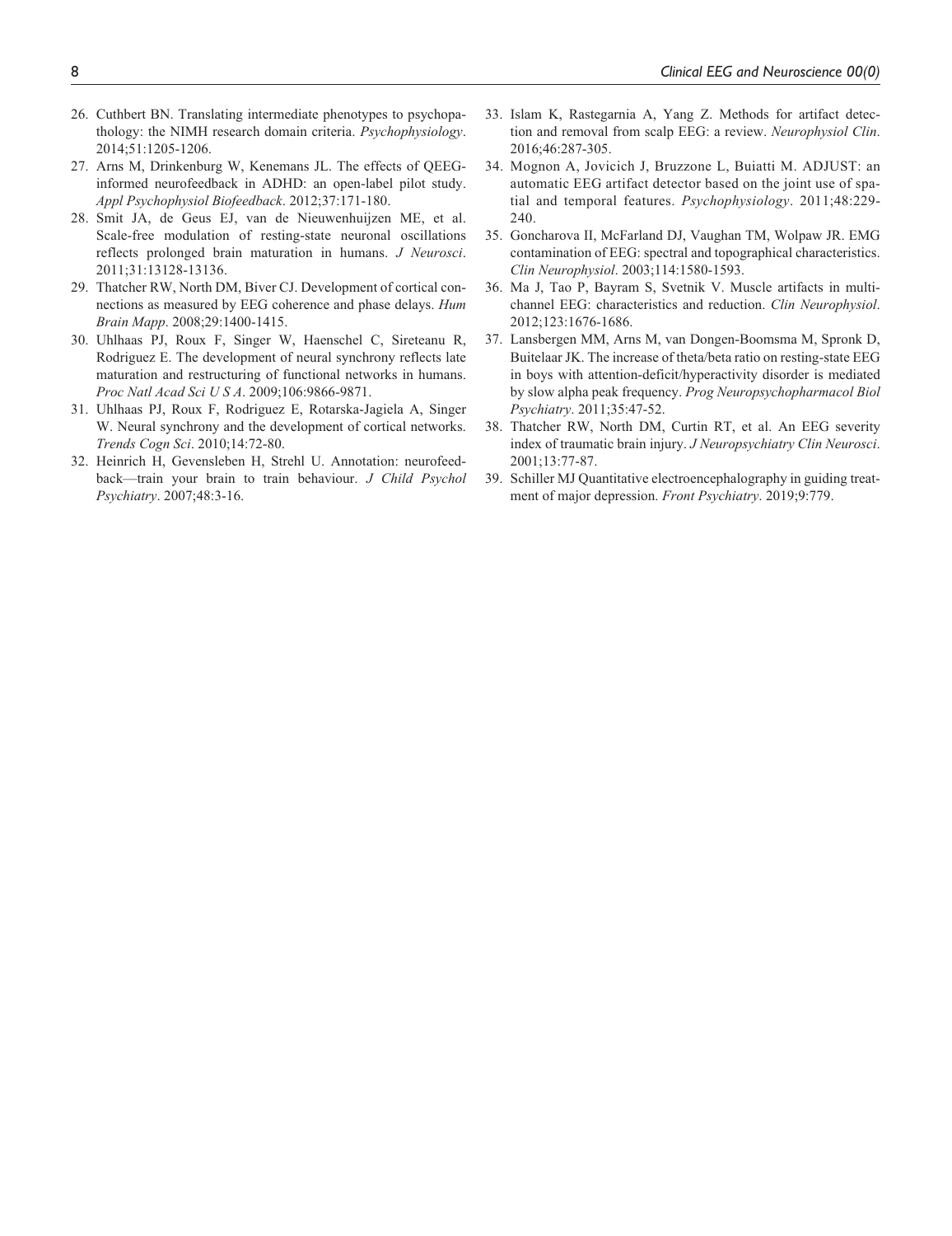26. Cuthbert BN. Translating intermediate phenotypes to psychopathology: the NIMH research domain criteria. *Psychophysiology*. 2014;51:1205-1206.
27. Arns M, Drinkenburg W, Kenemans JL. The effects of QEEG-informed neurofeedback in ADHD: an open-label pilot study. *Appl Psychophysiol Biofeedback*. 2012;37:171-180.
28. Smit JA, de Geus EJ, van de Nieuwenhuijzen ME, et al. Scale-free modulation of resting-state neuronal oscillations reflects prolonged brain maturation in humans. *J Neurosci*. 2011;31:13128-13136.
29. Thatcher RW, North DM, Biver CJ. Development of cortical connections as measured by EEG coherence and phase delays. *Hum Brain Mapp*. 2008;29:1400-1415.
30. Uhlhaas PJ, Roux F, Singer W, Haenschel C, Sireteanu R, Rodriguez E. The development of neural synchrony reflects late maturation and restructuring of functional networks in humans. *Proc Natl Acad Sci U S A*. 2009;106:9866-9871.
31. Uhlhaas PJ, Roux F, Rodriguez E, Rotarska-Jagiela A, Singer W. Neural synchrony and the development of cortical networks. *Trends Cogn Sci*. 2010;14:72-80.
32. Heinrich H, Gevensleben H, Strehl U. Annotation: neurofeedback—train your brain to train behaviour. *J Child Psychol Psychiatry*. 2007;48:3-16.
33. Islam K, Rastegarnia A, Yang Z. Methods for artifact detection and removal from scalp EEG: a review. *Neurophysiol Clin*. 2016;46:287-305.
34. Mognon A, Jovicich J, Bruzzone L, Buiatti M. ADJUST: an automatic EEG artifact detector based on the joint use of spatial and temporal features. *Psychophysiology*. 2011;48:229-240.
35. Goncharova II, McFarland DJ, Vaughan TM, Wolpaw JR. EMG contamination of EEG: spectral and topographical characteristics. *Clin Neurophysiol*. 2003;114:1580-1593.
36. Ma J, Tao P, Bayram S, Svetnik V. Muscle artifacts in multichannel EEG: characteristics and reduction. *Clin Neurophysiol*. 2012;123:1676-1686.
37. Lansbergen MM, Arns M, van Dongen-Boomsma M, Spronk D, Buitelaar JK. The increase of theta/beta ratio on resting-state EEG in boys with attention-deficit/hyperactivity disorder is mediated by slow alpha peak frequency. *Prog Neuropsychopharmacol Biol Psychiatry*. 2011;35:47-52.
38. Thatcher RW, North DM, Curtin RT, et al. An EEG severity index of traumatic brain injury. *J Neuropsychiatry Clin Neurosci*. 2001;13:77-87.
39. Schiller MJ Quantitative electroencephalography in guiding treatment of major depression. *Front Psychiatry*. 2019;9:779.